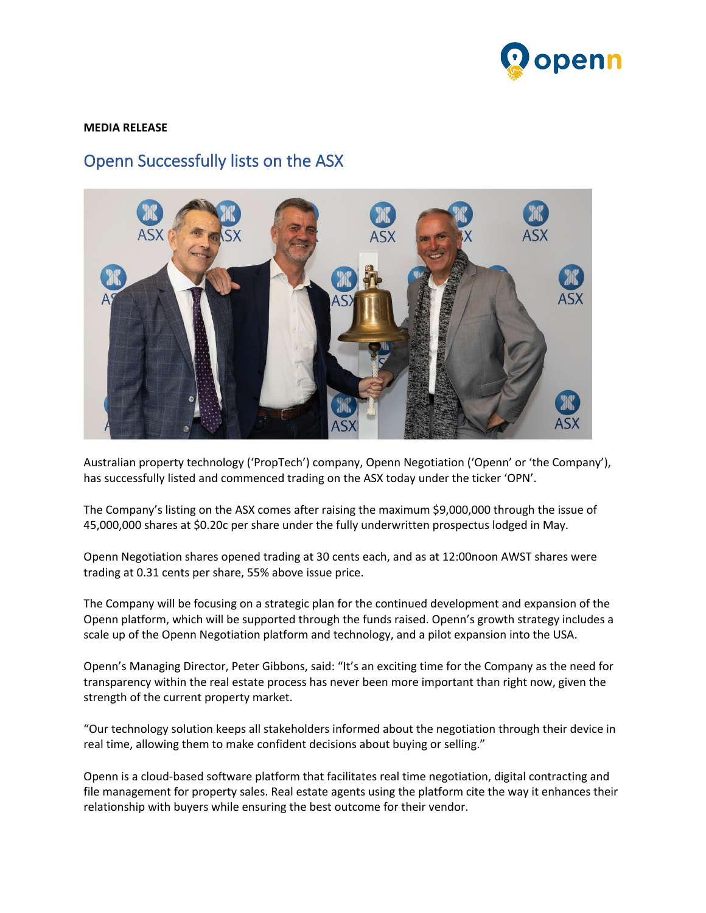**MEDIA RELEASE**

# Openn Successfully lists on the ASX

Australian property technology ('PropTech') company, Openn Negotiation ('Openn' or 'the Company'), has successfully listed and commenced trading on the ASX today under the ticker 'OPN'.

The Company's listing on the ASX comes after raising the maximum $9,000,000 through the issue of 45,000,000 shares at $0.20c per share under the fully underwritten prospectus lodged in May.

Openn Negotiation shares opened trading at 30 cents each, and as at 12:00noon AWST shares were trading at 0.31 cents per share, 55% above issue price.

The Company will be focusing on a strategic plan for the continued development and expansion of the Openn platform, which will be supported through the funds raised. Openn's growth strategy includes a scale up of the Openn Negotiation platform and technology, and a pilot expansion into the USA.

Openn's Managing Director, Peter Gibbons, said: "It's an exciting time for the Company as the need for transparency within the real estate process has never been more important than right now, given the strength of the current property market.

"Our technology solution keeps all stakeholders informed about the negotiation through their device in real time, allowing them to make confident decisions about buying or selling."

Openn is a cloud-based software platform that facilitates real time negotiation, digital contracting and file management for property sales. Real estate agents using the platform cite the way it enhances their relationship with buyers while ensuring the best outcome for their vendor.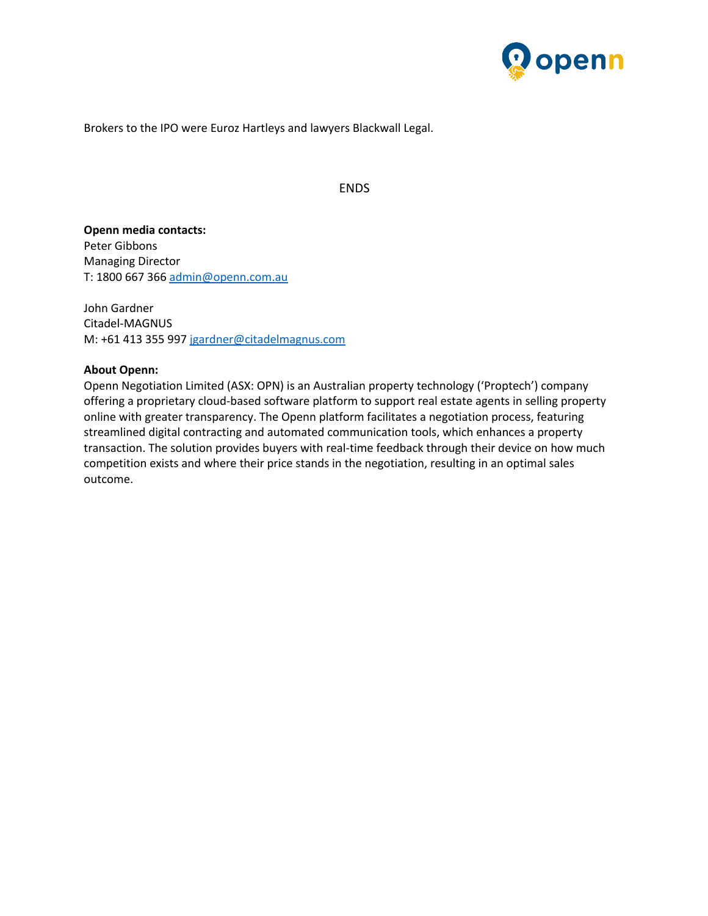Brokers to the IPO were Euroz Hartleys and lawyers Blackwall Legal.

ENDS

**Openn media contacts:**
Peter Gibbons
Managing Director
T: 1800 667 366 admin@openn.com.au

John Gardner
Citadel-MAGNUS
M: +61 413 355 997 jgardner@citadelmagnus.com

**About Openn:**
Openn Negotiation Limited (ASX: OPN) is an Australian property technology ('Proptech') company offering a proprietary cloud-based software platform to support real estate agents in selling property online with greater transparency. The Openn platform facilitates a negotiation process, featuring streamlined digital contracting and automated communication tools, which enhances a property transaction. The solution provides buyers with real-time feedback through their device on how much competition exists and where their price stands in the negotiation, resulting in an optimal sales outcome.